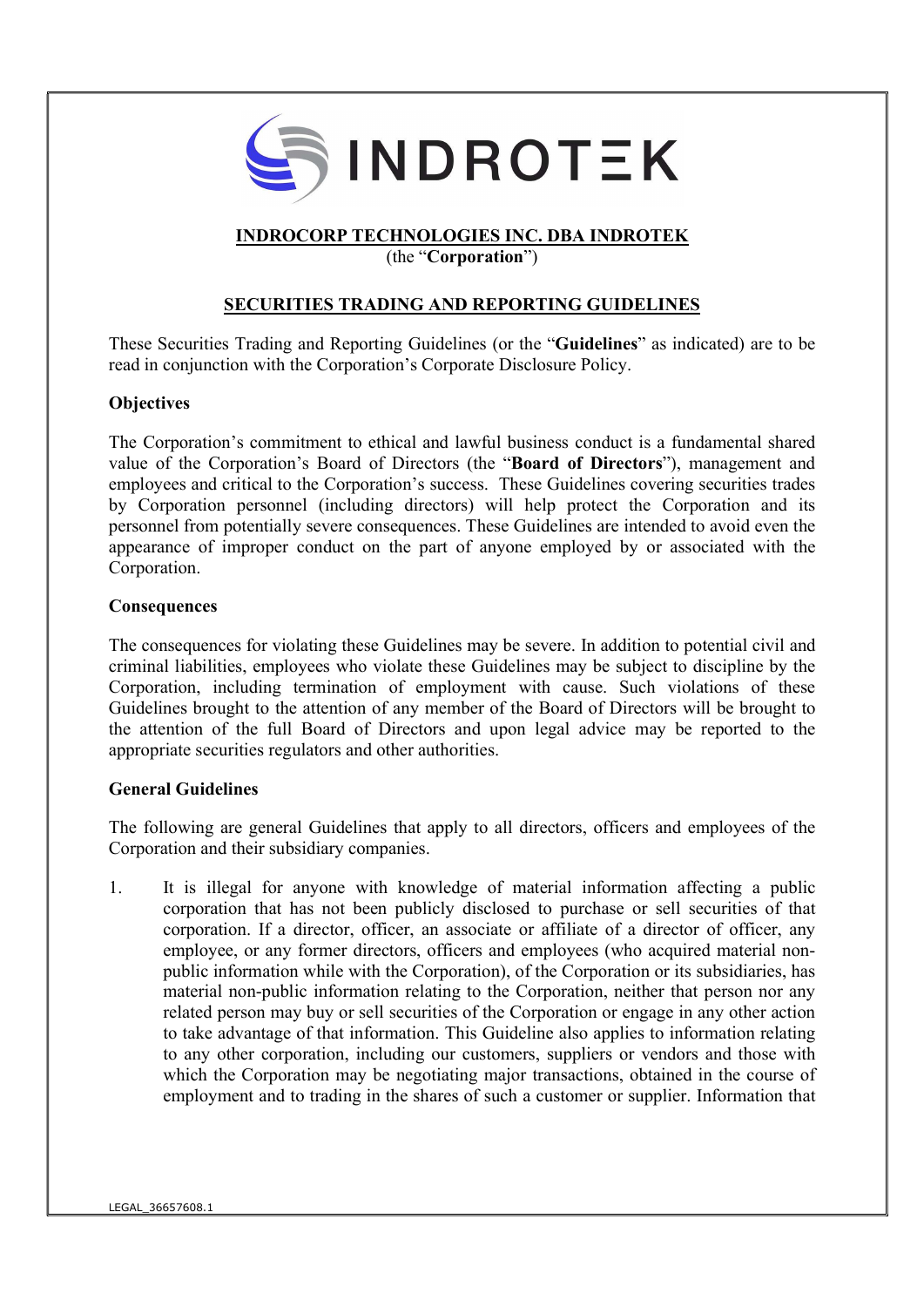**INDROCORP TECHNOLOGIES INC. DBA INDROTEK**
(the "**Corporation**")

## SECURITIES TRADING AND REPORTING GUIDELINES

These Securities Trading and Reporting Guidelines (or the "**Guidelines**" as indicated) are to be read in conjunction with the Corporation's Corporate Disclosure Policy.

### Objectives

The Corporation's commitment to ethical and lawful business conduct is a fundamental shared value of the Corporation's Board of Directors (the "**Board of Directors**"), management and employees and critical to the Corporation's success. These Guidelines covering securities trades by Corporation personnel (including directors) will help protect the Corporation and its personnel from potentially severe consequences. These Guidelines are intended to avoid even the appearance of improper conduct on the part of anyone employed by or associated with the Corporation.

### Consequences

The consequences for violating these Guidelines may be severe. In addition to potential civil and criminal liabilities, employees who violate these Guidelines may be subject to discipline by the Corporation, including termination of employment with cause. Such violations of these Guidelines brought to the attention of any member of the Board of Directors will be brought to the attention of the full Board of Directors and upon legal advice may be reported to the appropriate securities regulators and other authorities.

### General Guidelines

The following are general Guidelines that apply to all directors, officers and employees of the Corporation and their subsidiary companies.

1. It is illegal for anyone with knowledge of material information affecting a public corporation that has not been publicly disclosed to purchase or sell securities of that corporation. If a director, officer, an associate or affiliate of a director of officer, any employee, or any former directors, officers and employees (who acquired material non-public information while with the Corporation), of the Corporation or its subsidiaries, has material non-public information relating to the Corporation, neither that person nor any related person may buy or sell securities of the Corporation or engage in any other action to take advantage of that information. This Guideline also applies to information relating to any other corporation, including our customers, suppliers or vendors and those with which the Corporation may be negotiating major transactions, obtained in the course of employment and to trading in the shares of such a customer or supplier. Information that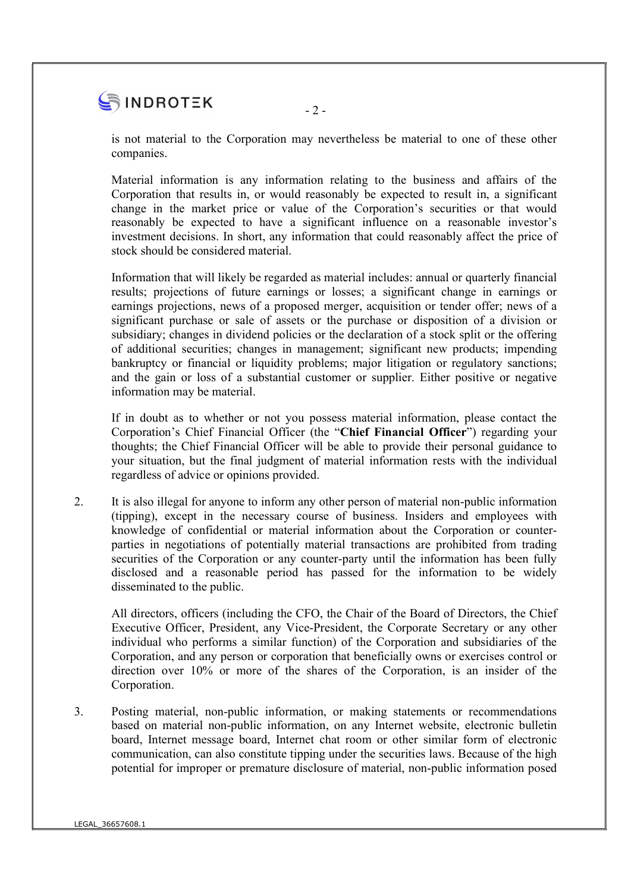is not material to the Corporation may nevertheless be material to one of these other companies.

Material information is any information relating to the business and affairs of the Corporation that results in, or would reasonably be expected to result in, a significant change in the market price or value of the Corporation's securities or that would reasonably be expected to have a significant influence on a reasonable investor's investment decisions. In short, any information that could reasonably affect the price of stock should be considered material.

Information that will likely be regarded as material includes: annual or quarterly financial results; projections of future earnings or losses; a significant change in earnings or earnings projections, news of a proposed merger, acquisition or tender offer; news of a significant purchase or sale of assets or the purchase or disposition of a division or subsidiary; changes in dividend policies or the declaration of a stock split or the offering of additional securities; changes in management; significant new products; impending bankruptcy or financial or liquidity problems; major litigation or regulatory sanctions; and the gain or loss of a substantial customer or supplier. Either positive or negative information may be material.

If in doubt as to whether or not you possess material information, please contact the Corporation's Chief Financial Officer (the "**Chief Financial Officer**") regarding your thoughts; the Chief Financial Officer will be able to provide their personal guidance to your situation, but the final judgment of material information rests with the individual regardless of advice or opinions provided.

2. It is also illegal for anyone to inform any other person of material non-public information (tipping), except in the necessary course of business. Insiders and employees with knowledge of confidential or material information about the Corporation or counter-parties in negotiations of potentially material transactions are prohibited from trading securities of the Corporation or any counter-party until the information has been fully disclosed and a reasonable period has passed for the information to be widely disseminated to the public.

   All directors, officers (including the CFO, the Chair of the Board of Directors, the Chief Executive Officer, President, any Vice-President, the Corporate Secretary or any other individual who performs a similar function) of the Corporation and subsidiaries of the Corporation, and any person or corporation that beneficially owns or exercises control or direction over 10% or more of the shares of the Corporation, is an insider of the Corporation.

3. Posting material, non-public information, or making statements or recommendations based on material non-public information, on any Internet website, electronic bulletin board, Internet message board, Internet chat room or other similar form of electronic communication, can also constitute tipping under the securities laws. Because of the high potential for improper or premature disclosure of material, non-public information posed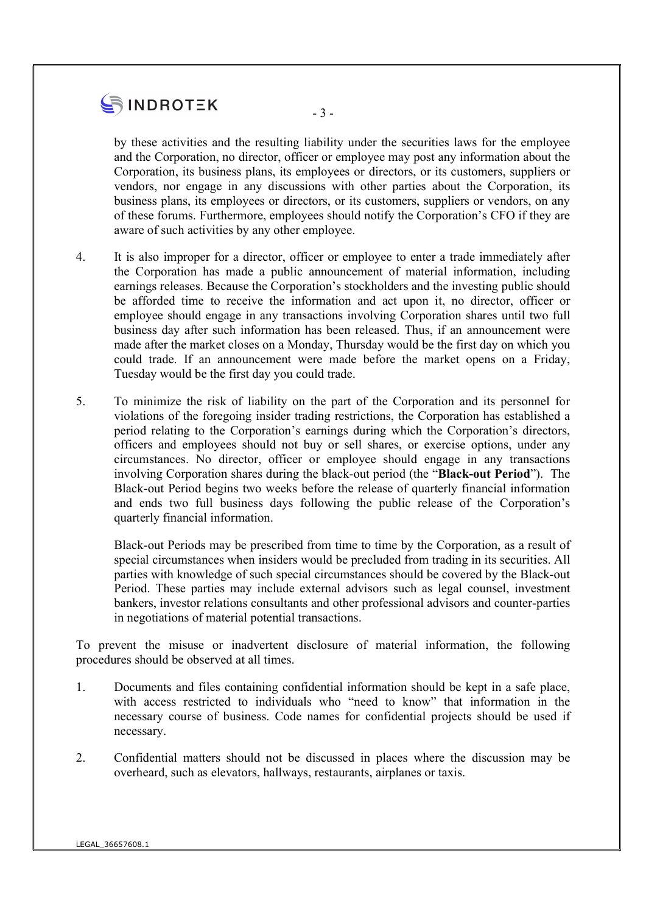by these activities and the resulting liability under the securities laws for the employee and the Corporation, no director, officer or employee may post any information about the Corporation, its business plans, its employees or directors, or its customers, suppliers or vendors, nor engage in any discussions with other parties about the Corporation, its business plans, its employees or directors, or its customers, suppliers or vendors, on any of these forums. Furthermore, employees should notify the Corporation's CFO if they are aware of such activities by any other employee.

4. It is also improper for a director, officer or employee to enter a trade immediately after the Corporation has made a public announcement of material information, including earnings releases. Because the Corporation's stockholders and the investing public should be afforded time to receive the information and act upon it, no director, officer or employee should engage in any transactions involving Corporation shares until two full business day after such information has been released. Thus, if an announcement were made after the market closes on a Monday, Thursday would be the first day on which you could trade. If an announcement were made before the market opens on a Friday, Tuesday would be the first day you could trade.

5. To minimize the risk of liability on the part of the Corporation and its personnel for violations of the foregoing insider trading restrictions, the Corporation has established a period relating to the Corporation's earnings during which the Corporation's directors, officers and employees should not buy or sell shares, or exercise options, under any circumstances. No director, officer or employee should engage in any transactions involving Corporation shares during the black-out period (the "**Black-out Period**"). The Black-out Period begins two weeks before the release of quarterly financial information and ends two full business days following the public release of the Corporation's quarterly financial information.

   Black-out Periods may be prescribed from time to time by the Corporation, as a result of special circumstances when insiders would be precluded from trading in its securities. All parties with knowledge of such special circumstances should be covered by the Black-out Period. These parties may include external advisors such as legal counsel, investment bankers, investor relations consultants and other professional advisors and counter-parties in negotiations of material potential transactions.

To prevent the misuse or inadvertent disclosure of material information, the following procedures should be observed at all times.

1. Documents and files containing confidential information should be kept in a safe place, with access restricted to individuals who "need to know" that information in the necessary course of business. Code names for confidential projects should be used if necessary.

2. Confidential matters should not be discussed in places where the discussion may be overheard, such as elevators, hallways, restaurants, airplanes or taxis.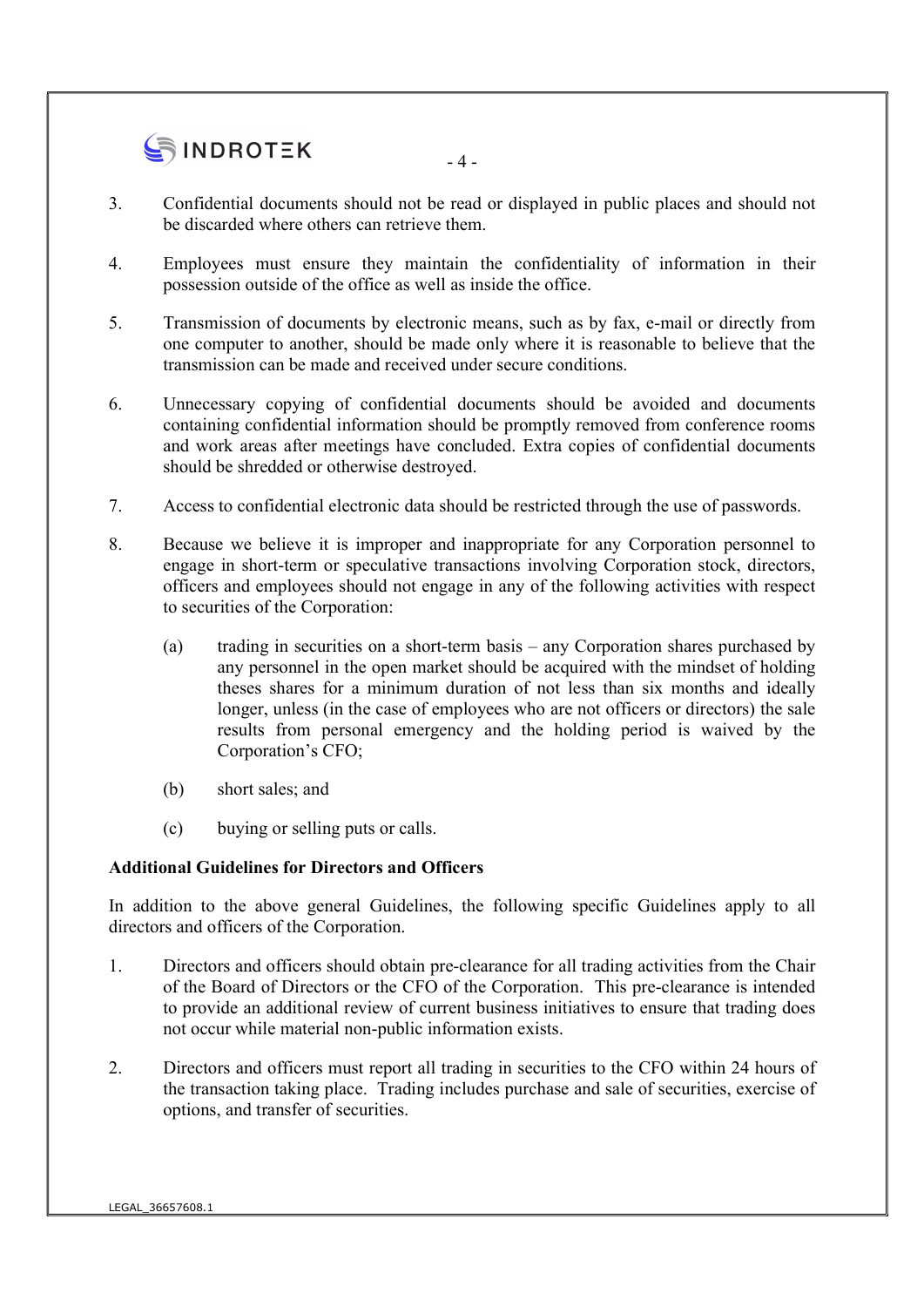3. Confidential documents should not be read or displayed in public places and should not be discarded where others can retrieve them.

4. Employees must ensure they maintain the confidentiality of information in their possession outside of the office as well as inside the office.

5. Transmission of documents by electronic means, such as by fax, e-mail or directly from one computer to another, should be made only where it is reasonable to believe that the transmission can be made and received under secure conditions.

6. Unnecessary copying of confidential documents should be avoided and documents containing confidential information should be promptly removed from conference rooms and work areas after meetings have concluded. Extra copies of confidential documents should be shredded or otherwise destroyed.

7. Access to confidential electronic data should be restricted through the use of passwords.

8. Because we believe it is improper and inappropriate for any Corporation personnel to engage in short-term or speculative transactions involving Corporation stock, directors, officers and employees should not engage in any of the following activities with respect to securities of the Corporation:

   (a) trading in securities on a short-term basis – any Corporation shares purchased by any personnel in the open market should be acquired with the mindset of holding theses shares for a minimum duration of not less than six months and ideally longer, unless (in the case of employees who are not officers or directors) the sale results from personal emergency and the holding period is waived by the Corporation's CFO;

   (b) short sales; and

   (c) buying or selling puts or calls.

**Additional Guidelines for Directors and Officers**

In addition to the above general Guidelines, the following specific Guidelines apply to all directors and officers of the Corporation.

1. Directors and officers should obtain pre-clearance for all trading activities from the Chair of the Board of Directors or the CFO of the Corporation. This pre-clearance is intended to provide an additional review of current business initiatives to ensure that trading does not occur while material non-public information exists.

2. Directors and officers must report all trading in securities to the CFO within 24 hours of the transaction taking place. Trading includes purchase and sale of securities, exercise of options, and transfer of securities.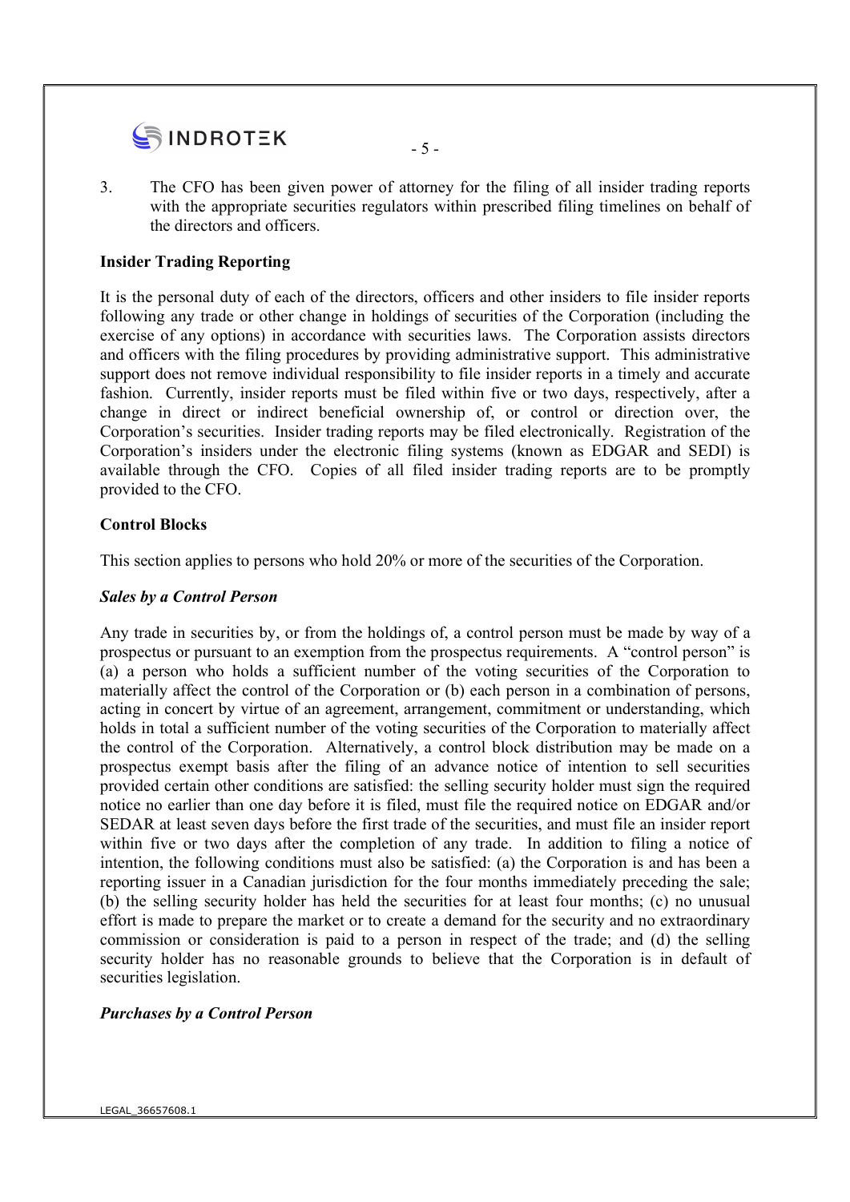3. The CFO has been given power of attorney for the filing of all insider trading reports with the appropriate securities regulators within prescribed filing timelines on behalf of the directors and officers.

**Insider Trading Reporting**

It is the personal duty of each of the directors, officers and other insiders to file insider reports following any trade or other change in holdings of securities of the Corporation (including the exercise of any options) in accordance with securities laws. The Corporation assists directors and officers with the filing procedures by providing administrative support. This administrative support does not remove individual responsibility to file insider reports in a timely and accurate fashion. Currently, insider reports must be filed within five or two days, respectively, after a change in direct or indirect beneficial ownership of, or control or direction over, the Corporation's securities. Insider trading reports may be filed electronically. Registration of the Corporation's insiders under the electronic filing systems (known as EDGAR and SEDI) is available through the CFO. Copies of all filed insider trading reports are to be promptly provided to the CFO.

**Control Blocks**

This section applies to persons who hold 20% or more of the securities of the Corporation.

***Sales by a Control Person***

Any trade in securities by, or from the holdings of, a control person must be made by way of a prospectus or pursuant to an exemption from the prospectus requirements. A "control person" is (a) a person who holds a sufficient number of the voting securities of the Corporation to materially affect the control of the Corporation or (b) each person in a combination of persons, acting in concert by virtue of an agreement, arrangement, commitment or understanding, which holds in total a sufficient number of the voting securities of the Corporation to materially affect the control of the Corporation. Alternatively, a control block distribution may be made on a prospectus exempt basis after the filing of an advance notice of intention to sell securities provided certain other conditions are satisfied: the selling security holder must sign the required notice no earlier than one day before it is filed, must file the required notice on EDGAR and/or SEDAR at least seven days before the first trade of the securities, and must file an insider report within five or two days after the completion of any trade. In addition to filing a notice of intention, the following conditions must also be satisfied: (a) the Corporation is and has been a reporting issuer in a Canadian jurisdiction for the four months immediately preceding the sale; (b) the selling security holder has held the securities for at least four months; (c) no unusual effort is made to prepare the market or to create a demand for the security and no extraordinary commission or consideration is paid to a person in respect of the trade; and (d) the selling security holder has no reasonable grounds to believe that the Corporation is in default of securities legislation.

***Purchases by a Control Person***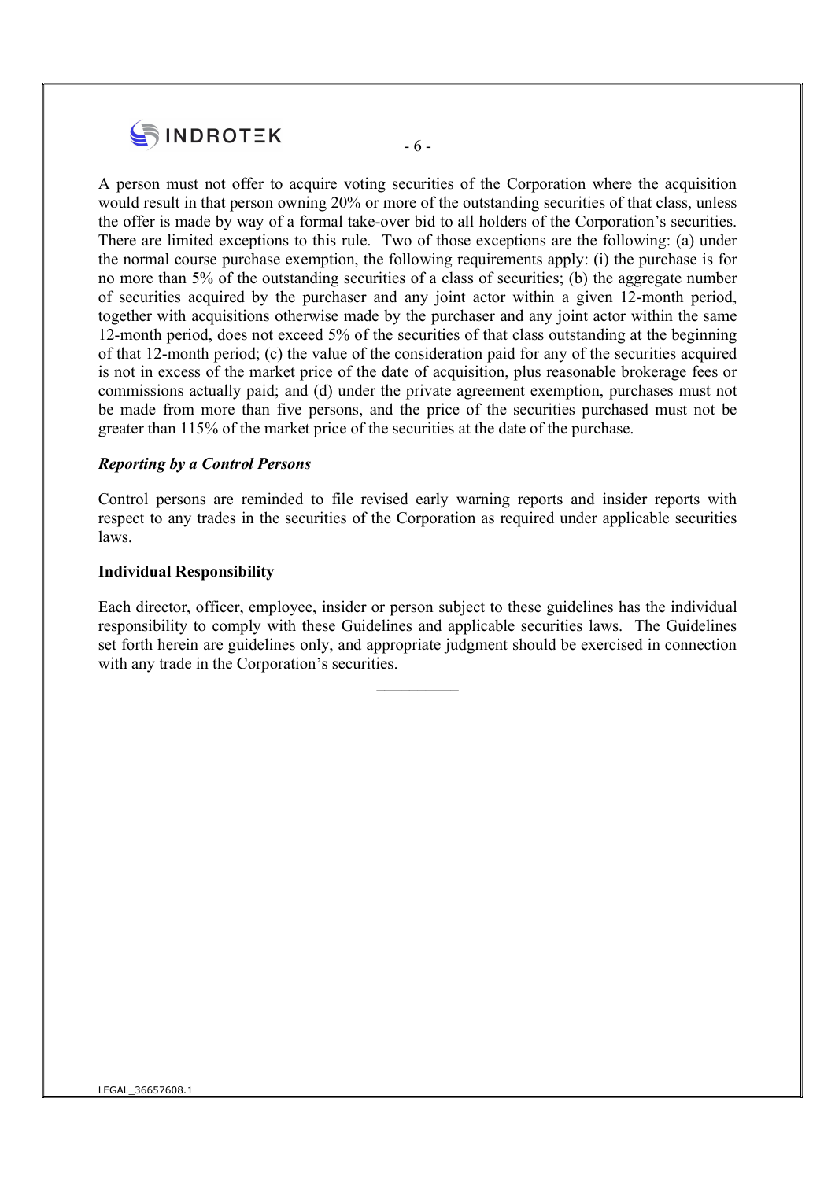A person must not offer to acquire voting securities of the Corporation where the acquisition would result in that person owning 20% or more of the outstanding securities of that class, unless the offer is made by way of a formal take-over bid to all holders of the Corporation's securities. There are limited exceptions to this rule. Two of those exceptions are the following: (a) under the normal course purchase exemption, the following requirements apply: (i) the purchase is for no more than 5% of the outstanding securities of a class of securities; (b) the aggregate number of securities acquired by the purchaser and any joint actor within a given 12-month period, together with acquisitions otherwise made by the purchaser and any joint actor within the same 12-month period, does not exceed 5% of the securities of that class outstanding at the beginning of that 12-month period; (c) the value of the consideration paid for any of the securities acquired is not in excess of the market price of the date of acquisition, plus reasonable brokerage fees or commissions actually paid; and (d) under the private agreement exemption, purchases must not be made from more than five persons, and the price of the securities purchased must not be greater than 115% of the market price of the securities at the date of the purchase.

***Reporting by a Control Persons***

Control persons are reminded to file revised early warning reports and insider reports with respect to any trades in the securities of the Corporation as required under applicable securities laws.

**Individual Responsibility**

Each director, officer, employee, insider or person subject to these guidelines has the individual responsibility to comply with these Guidelines and applicable securities laws. The Guidelines set forth herein are guidelines only, and appropriate judgment should be exercised in connection with any trade in the Corporation's securities.

__________